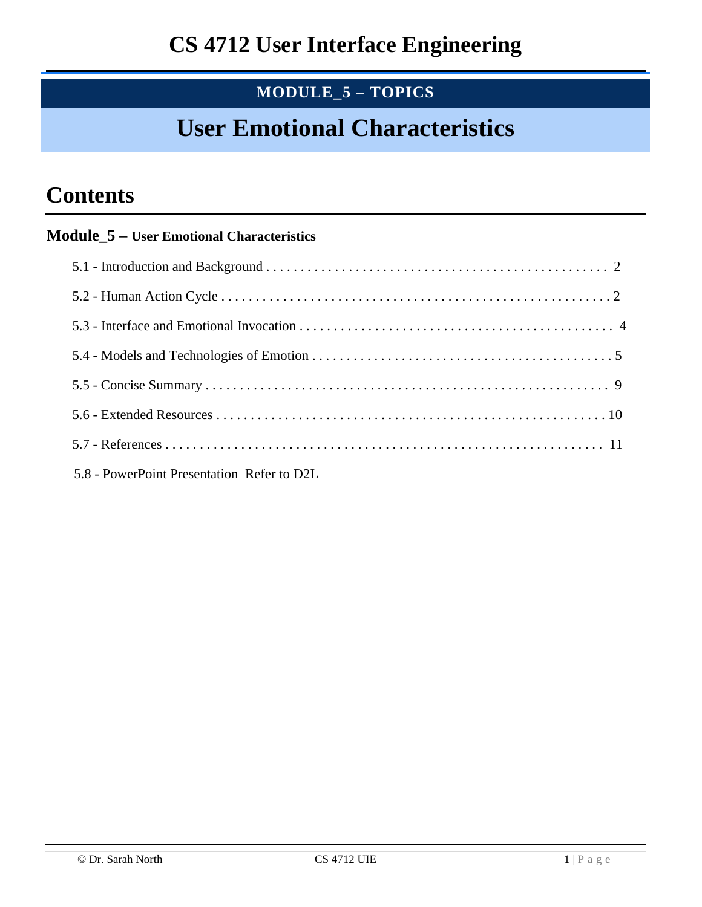# CS 4712 User Interface Engineering

**MODULE_5 – TOPICS**

# User Emotional Characteristics

## Contents

**Module_5 – User Emotional Characteristics**

5.1 - Introduction and Background . . . . . . . . . . . . . . . . . . . . . . . . . . . . . . . . . . . . . . . . . . . . . . . . . . . 2

5.2 - Human Action Cycle . . . . . . . . . . . . . . . . . . . . . . . . . . . . . . . . . . . . . . . . . . . . . . . . . . . . . . . . 2

5.3 - Interface and Emotional Invocation . . . . . . . . . . . . . . . . . . . . . . . . . . . . . . . . . . . . . . . . . . . . . . 4

5.4 - Models and Technologies of Emotion . . . . . . . . . . . . . . . . . . . . . . . . . . . . . . . . . . . . . . . . . . . . 5

5.5 - Concise Summary . . . . . . . . . . . . . . . . . . . . . . . . . . . . . . . . . . . . . . . . . . . . . . . . . . . . . . . . . . 9

5.6 - Extended Resources . . . . . . . . . . . . . . . . . . . . . . . . . . . . . . . . . . . . . . . . . . . . . . . . . . . . . . . . 10

5.7 - References . . . . . . . . . . . . . . . . . . . . . . . . . . . . . . . . . . . . . . . . . . . . . . . . . . . . . . . . . . . . . . . 11

5.8 - PowerPoint Presentation–Refer to D2L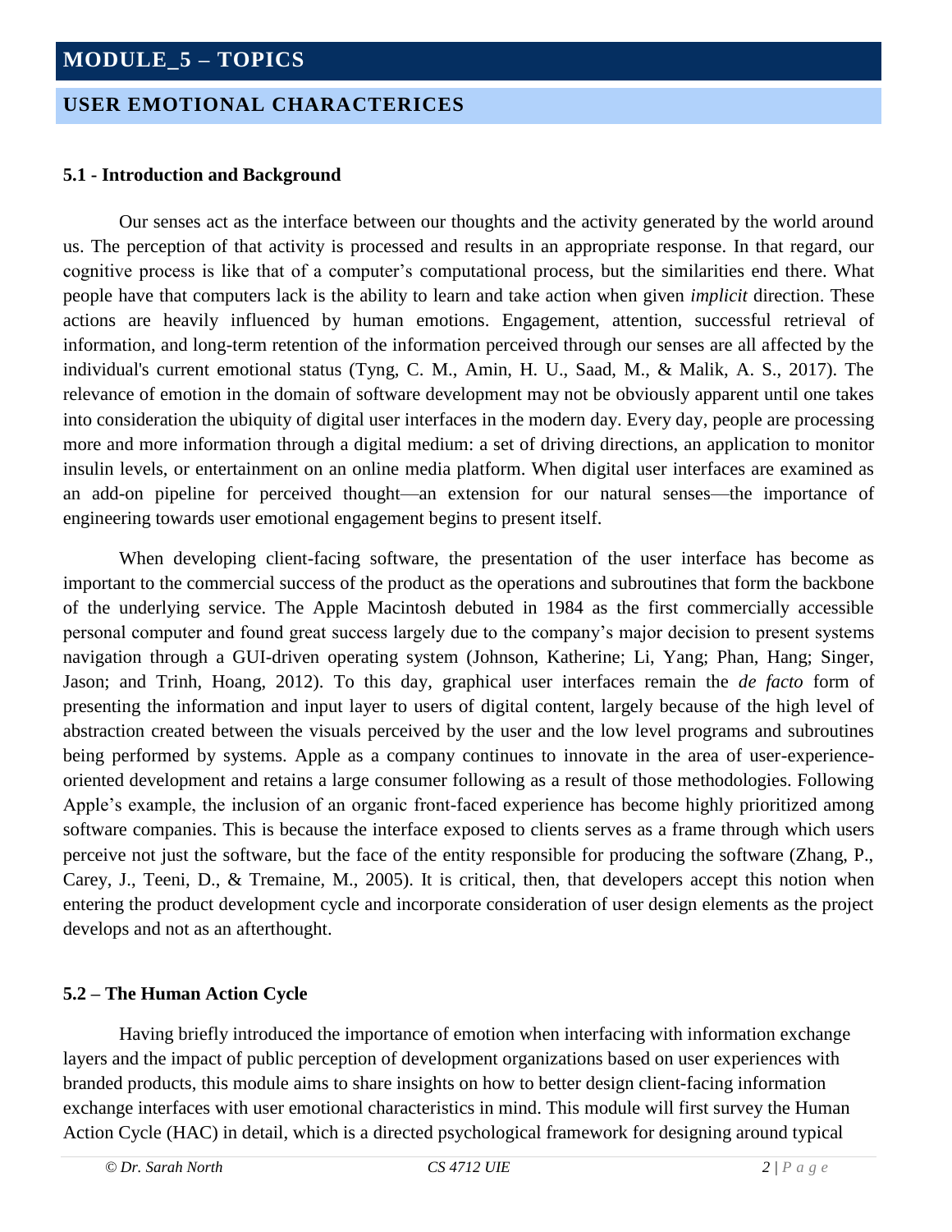# MODULE_5 – TOPICS

## USER EMOTIONAL CHARACTERICES

### 5.1 - Introduction and Background

Our senses act as the interface between our thoughts and the activity generated by the world around us. The perception of that activity is processed and results in an appropriate response. In that regard, our cognitive process is like that of a computer's computational process, but the similarities end there. What people have that computers lack is the ability to learn and take action when given *implicit* direction. These actions are heavily influenced by human emotions. Engagement, attention, successful retrieval of information, and long-term retention of the information perceived through our senses are all affected by the individual's current emotional status (Tyng, C. M., Amin, H. U., Saad, M., & Malik, A. S., 2017). The relevance of emotion in the domain of software development may not be obviously apparent until one takes into consideration the ubiquity of digital user interfaces in the modern day. Every day, people are processing more and more information through a digital medium: a set of driving directions, an application to monitor insulin levels, or entertainment on an online media platform. When digital user interfaces are examined as an add-on pipeline for perceived thought—an extension for our natural senses—the importance of engineering towards user emotional engagement begins to present itself.

When developing client-facing software, the presentation of the user interface has become as important to the commercial success of the product as the operations and subroutines that form the backbone of the underlying service. The Apple Macintosh debuted in 1984 as the first commercially accessible personal computer and found great success largely due to the company's major decision to present systems navigation through a GUI-driven operating system (Johnson, Katherine; Li, Yang; Phan, Hang; Singer, Jason; and Trinh, Hoang, 2012). To this day, graphical user interfaces remain the *de facto* form of presenting the information and input layer to users of digital content, largely because of the high level of abstraction created between the visuals perceived by the user and the low level programs and subroutines being performed by systems. Apple as a company continues to innovate in the area of user-experience-oriented development and retains a large consumer following as a result of those methodologies. Following Apple's example, the inclusion of an organic front-faced experience has become highly prioritized among software companies. This is because the interface exposed to clients serves as a frame through which users perceive not just the software, but the face of the entity responsible for producing the software (Zhang, P., Carey, J., Teeni, D., & Tremaine, M., 2005). It is critical, then, that developers accept this notion when entering the product development cycle and incorporate consideration of user design elements as the project develops and not as an afterthought.

### 5.2 – The Human Action Cycle

Having briefly introduced the importance of emotion when interfacing with information exchange layers and the impact of public perception of development organizations based on user experiences with branded products, this module aims to share insights on how to better design client-facing information exchange interfaces with user emotional characteristics in mind. This module will first survey the Human Action Cycle (HAC) in detail, which is a directed psychological framework for designing around typical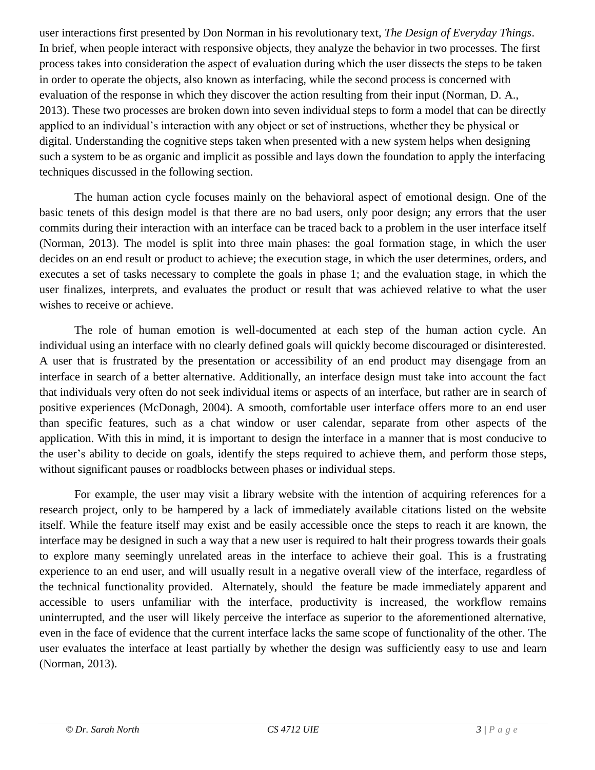user interactions first presented by Don Norman in his revolutionary text, *The Design of Everyday Things*. In brief, when people interact with responsive objects, they analyze the behavior in two processes. The first process takes into consideration the aspect of evaluation during which the user dissects the steps to be taken in order to operate the objects, also known as interfacing, while the second process is concerned with evaluation of the response in which they discover the action resulting from their input (Norman, D. A., 2013). These two processes are broken down into seven individual steps to form a model that can be directly applied to an individual's interaction with any object or set of instructions, whether they be physical or digital. Understanding the cognitive steps taken when presented with a new system helps when designing such a system to be as organic and implicit as possible and lays down the foundation to apply the interfacing techniques discussed in the following section.

The human action cycle focuses mainly on the behavioral aspect of emotional design. One of the basic tenets of this design model is that there are no bad users, only poor design; any errors that the user commits during their interaction with an interface can be traced back to a problem in the user interface itself (Norman, 2013). The model is split into three main phases: the goal formation stage, in which the user decides on an end result or product to achieve; the execution stage, in which the user determines, orders, and executes a set of tasks necessary to complete the goals in phase 1; and the evaluation stage, in which the user finalizes, interprets, and evaluates the product or result that was achieved relative to what the user wishes to receive or achieve.

The role of human emotion is well-documented at each step of the human action cycle. An individual using an interface with no clearly defined goals will quickly become discouraged or disinterested. A user that is frustrated by the presentation or accessibility of an end product may disengage from an interface in search of a better alternative. Additionally, an interface design must take into account the fact that individuals very often do not seek individual items or aspects of an interface, but rather are in search of positive experiences (McDonagh, 2004). A smooth, comfortable user interface offers more to an end user than specific features, such as a chat window or user calendar, separate from other aspects of the application. With this in mind, it is important to design the interface in a manner that is most conducive to the user's ability to decide on goals, identify the steps required to achieve them, and perform those steps, without significant pauses or roadblocks between phases or individual steps.

For example, the user may visit a library website with the intention of acquiring references for a research project, only to be hampered by a lack of immediately available citations listed on the website itself. While the feature itself may exist and be easily accessible once the steps to reach it are known, the interface may be designed in such a way that a new user is required to halt their progress towards their goals to explore many seemingly unrelated areas in the interface to achieve their goal. This is a frustrating experience to an end user, and will usually result in a negative overall view of the interface, regardless of the technical functionality provided. Alternately, should the feature be made immediately apparent and accessible to users unfamiliar with the interface, productivity is increased, the workflow remains uninterrupted, and the user will likely perceive the interface as superior to the aforementioned alternative, even in the face of evidence that the current interface lacks the same scope of functionality of the other. The user evaluates the interface at least partially by whether the design was sufficiently easy to use and learn (Norman, 2013).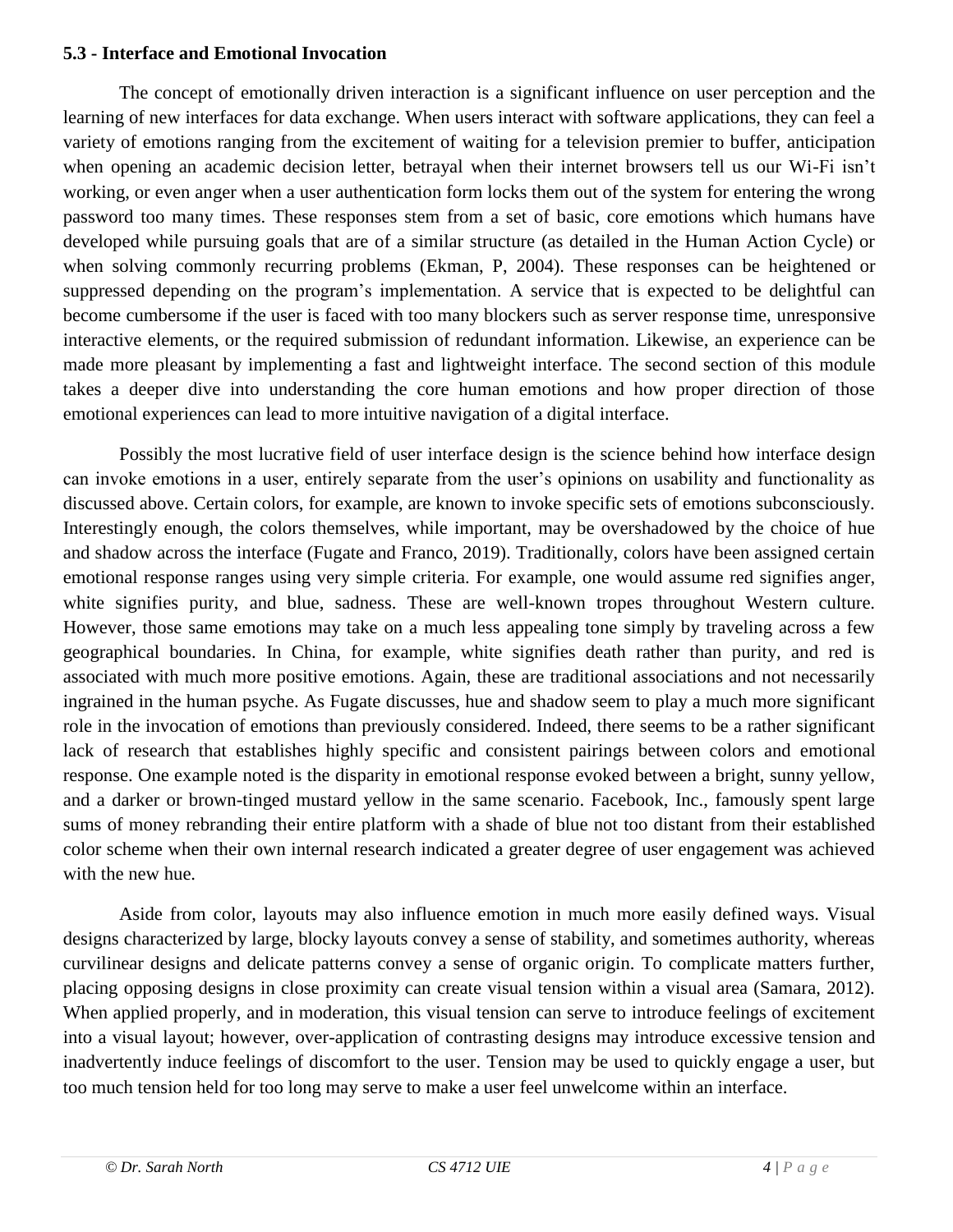### 5.3 - Interface and Emotional Invocation

The concept of emotionally driven interaction is a significant influence on user perception and the learning of new interfaces for data exchange. When users interact with software applications, they can feel a variety of emotions ranging from the excitement of waiting for a television premier to buffer, anticipation when opening an academic decision letter, betrayal when their internet browsers tell us our Wi-Fi isn't working, or even anger when a user authentication form locks them out of the system for entering the wrong password too many times. These responses stem from a set of basic, core emotions which humans have developed while pursuing goals that are of a similar structure (as detailed in the Human Action Cycle) or when solving commonly recurring problems (Ekman, P, 2004). These responses can be heightened or suppressed depending on the program's implementation. A service that is expected to be delightful can become cumbersome if the user is faced with too many blockers such as server response time, unresponsive interactive elements, or the required submission of redundant information. Likewise, an experience can be made more pleasant by implementing a fast and lightweight interface. The second section of this module takes a deeper dive into understanding the core human emotions and how proper direction of those emotional experiences can lead to more intuitive navigation of a digital interface.

Possibly the most lucrative field of user interface design is the science behind how interface design can invoke emotions in a user, entirely separate from the user's opinions on usability and functionality as discussed above. Certain colors, for example, are known to invoke specific sets of emotions subconsciously. Interestingly enough, the colors themselves, while important, may be overshadowed by the choice of hue and shadow across the interface (Fugate and Franco, 2019). Traditionally, colors have been assigned certain emotional response ranges using very simple criteria. For example, one would assume red signifies anger, white signifies purity, and blue, sadness. These are well-known tropes throughout Western culture. However, those same emotions may take on a much less appealing tone simply by traveling across a few geographical boundaries. In China, for example, white signifies death rather than purity, and red is associated with much more positive emotions. Again, these are traditional associations and not necessarily ingrained in the human psyche. As Fugate discusses, hue and shadow seem to play a much more significant role in the invocation of emotions than previously considered. Indeed, there seems to be a rather significant lack of research that establishes highly specific and consistent pairings between colors and emotional response. One example noted is the disparity in emotional response evoked between a bright, sunny yellow, and a darker or brown-tinged mustard yellow in the same scenario. Facebook, Inc., famously spent large sums of money rebranding their entire platform with a shade of blue not too distant from their established color scheme when their own internal research indicated a greater degree of user engagement was achieved with the new hue.

Aside from color, layouts may also influence emotion in much more easily defined ways. Visual designs characterized by large, blocky layouts convey a sense of stability, and sometimes authority, whereas curvilinear designs and delicate patterns convey a sense of organic origin. To complicate matters further, placing opposing designs in close proximity can create visual tension within a visual area (Samara, 2012). When applied properly, and in moderation, this visual tension can serve to introduce feelings of excitement into a visual layout; however, over-application of contrasting designs may introduce excessive tension and inadvertently induce feelings of discomfort to the user. Tension may be used to quickly engage a user, but too much tension held for too long may serve to make a user feel unwelcome within an interface.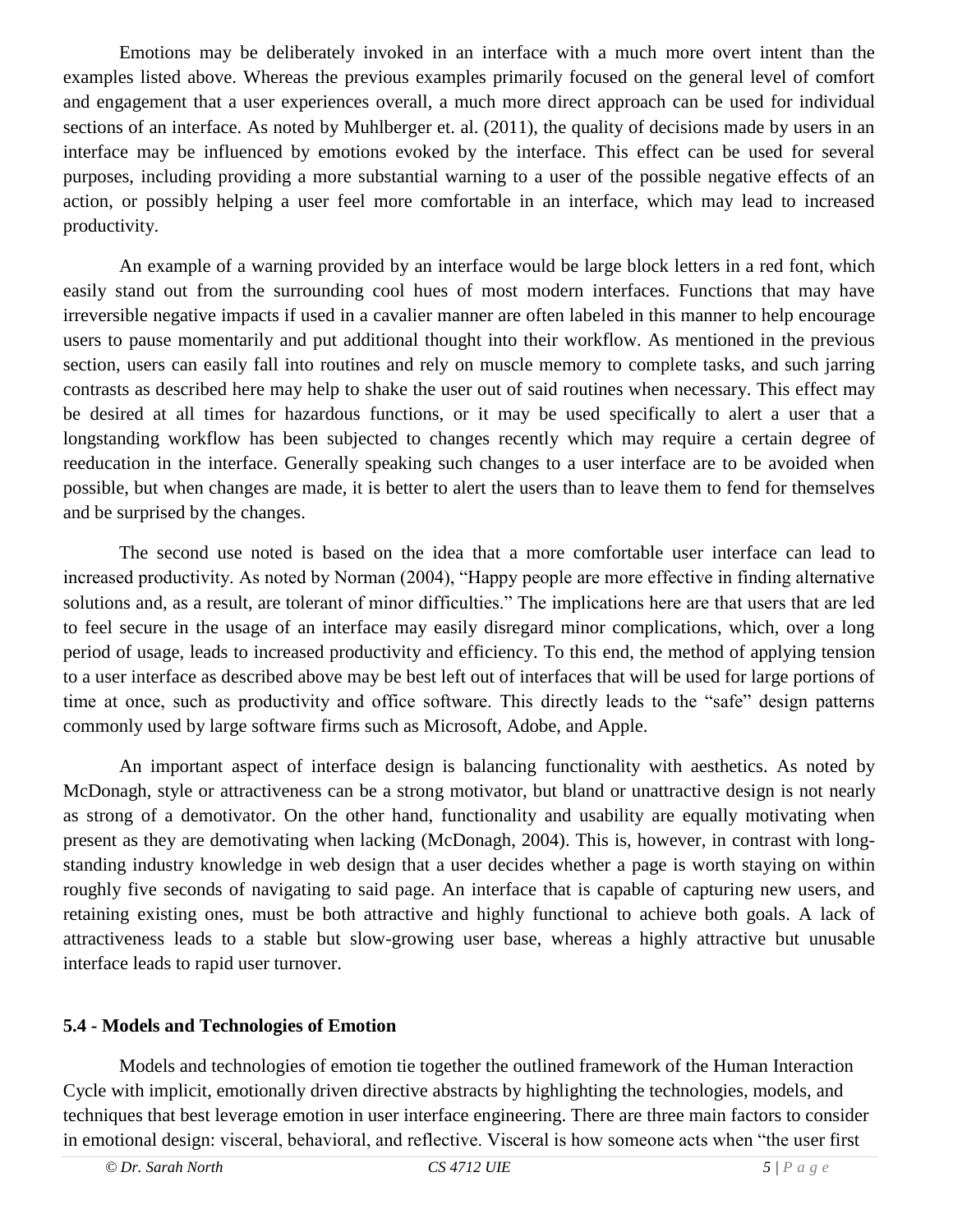Emotions may be deliberately invoked in an interface with a much more overt intent than the examples listed above. Whereas the previous examples primarily focused on the general level of comfort and engagement that a user experiences overall, a much more direct approach can be used for individual sections of an interface. As noted by Muhlberger et. al. (2011), the quality of decisions made by users in an interface may be influenced by emotions evoked by the interface. This effect can be used for several purposes, including providing a more substantial warning to a user of the possible negative effects of an action, or possibly helping a user feel more comfortable in an interface, which may lead to increased productivity.

An example of a warning provided by an interface would be large block letters in a red font, which easily stand out from the surrounding cool hues of most modern interfaces. Functions that may have irreversible negative impacts if used in a cavalier manner are often labeled in this manner to help encourage users to pause momentarily and put additional thought into their workflow. As mentioned in the previous section, users can easily fall into routines and rely on muscle memory to complete tasks, and such jarring contrasts as described here may help to shake the user out of said routines when necessary. This effect may be desired at all times for hazardous functions, or it may be used specifically to alert a user that a longstanding workflow has been subjected to changes recently which may require a certain degree of reeducation in the interface. Generally speaking such changes to a user interface are to be avoided when possible, but when changes are made, it is better to alert the users than to leave them to fend for themselves and be surprised by the changes.

The second use noted is based on the idea that a more comfortable user interface can lead to increased productivity. As noted by Norman (2004), "Happy people are more effective in finding alternative solutions and, as a result, are tolerant of minor difficulties." The implications here are that users that are led to feel secure in the usage of an interface may easily disregard minor complications, which, over a long period of usage, leads to increased productivity and efficiency. To this end, the method of applying tension to a user interface as described above may be best left out of interfaces that will be used for large portions of time at once, such as productivity and office software. This directly leads to the "safe" design patterns commonly used by large software firms such as Microsoft, Adobe, and Apple.

An important aspect of interface design is balancing functionality with aesthetics. As noted by McDonagh, style or attractiveness can be a strong motivator, but bland or unattractive design is not nearly as strong of a demotivator. On the other hand, functionality and usability are equally motivating when present as they are demotivating when lacking (McDonagh, 2004). This is, however, in contrast with long-standing industry knowledge in web design that a user decides whether a page is worth staying on within roughly five seconds of navigating to said page. An interface that is capable of capturing new users, and retaining existing ones, must be both attractive and highly functional to achieve both goals. A lack of attractiveness leads to a stable but slow-growing user base, whereas a highly attractive but unusable interface leads to rapid user turnover.

### 5.4 - Models and Technologies of Emotion

Models and technologies of emotion tie together the outlined framework of the Human Interaction Cycle with implicit, emotionally driven directive abstracts by highlighting the technologies, models, and techniques that best leverage emotion in user interface engineering. There are three main factors to consider in emotional design: visceral, behavioral, and reflective. Visceral is how someone acts when "the user first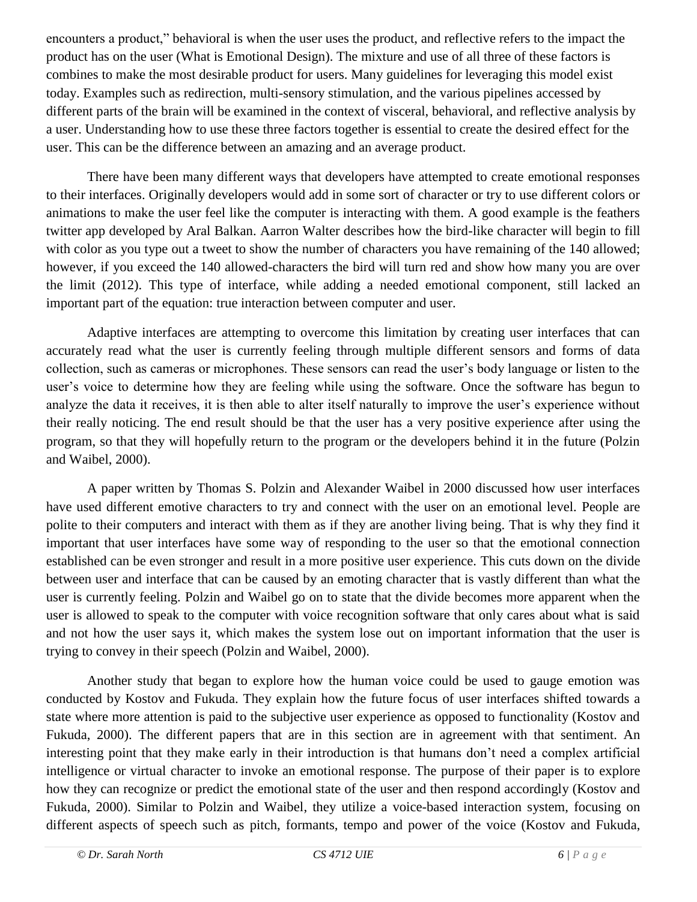encounters a product," behavioral is when the user uses the product, and reflective refers to the impact the product has on the user (What is Emotional Design). The mixture and use of all three of these factors is combines to make the most desirable product for users. Many guidelines for leveraging this model exist today. Examples such as redirection, multi-sensory stimulation, and the various pipelines accessed by different parts of the brain will be examined in the context of visceral, behavioral, and reflective analysis by a user. Understanding how to use these three factors together is essential to create the desired effect for the user. This can be the difference between an amazing and an average product.

There have been many different ways that developers have attempted to create emotional responses to their interfaces. Originally developers would add in some sort of character or try to use different colors or animations to make the user feel like the computer is interacting with them. A good example is the feathers twitter app developed by Aral Balkan. Aarron Walter describes how the bird-like character will begin to fill with color as you type out a tweet to show the number of characters you have remaining of the 140 allowed; however, if you exceed the 140 allowed-characters the bird will turn red and show how many you are over the limit (2012). This type of interface, while adding a needed emotional component, still lacked an important part of the equation: true interaction between computer and user.

Adaptive interfaces are attempting to overcome this limitation by creating user interfaces that can accurately read what the user is currently feeling through multiple different sensors and forms of data collection, such as cameras or microphones. These sensors can read the user's body language or listen to the user's voice to determine how they are feeling while using the software. Once the software has begun to analyze the data it receives, it is then able to alter itself naturally to improve the user's experience without their really noticing. The end result should be that the user has a very positive experience after using the program, so that they will hopefully return to the program or the developers behind it in the future (Polzin and Waibel, 2000).

A paper written by Thomas S. Polzin and Alexander Waibel in 2000 discussed how user interfaces have used different emotive characters to try and connect with the user on an emotional level. People are polite to their computers and interact with them as if they are another living being. That is why they find it important that user interfaces have some way of responding to the user so that the emotional connection established can be even stronger and result in a more positive user experience. This cuts down on the divide between user and interface that can be caused by an emoting character that is vastly different than what the user is currently feeling. Polzin and Waibel go on to state that the divide becomes more apparent when the user is allowed to speak to the computer with voice recognition software that only cares about what is said and not how the user says it, which makes the system lose out on important information that the user is trying to convey in their speech (Polzin and Waibel, 2000).

Another study that began to explore how the human voice could be used to gauge emotion was conducted by Kostov and Fukuda. They explain how the future focus of user interfaces shifted towards a state where more attention is paid to the subjective user experience as opposed to functionality (Kostov and Fukuda, 2000). The different papers that are in this section are in agreement with that sentiment. An interesting point that they make early in their introduction is that humans don't need a complex artificial intelligence or virtual character to invoke an emotional response. The purpose of their paper is to explore how they can recognize or predict the emotional state of the user and then respond accordingly (Kostov and Fukuda, 2000). Similar to Polzin and Waibel, they utilize a voice-based interaction system, focusing on different aspects of speech such as pitch, formants, tempo and power of the voice (Kostov and Fukuda,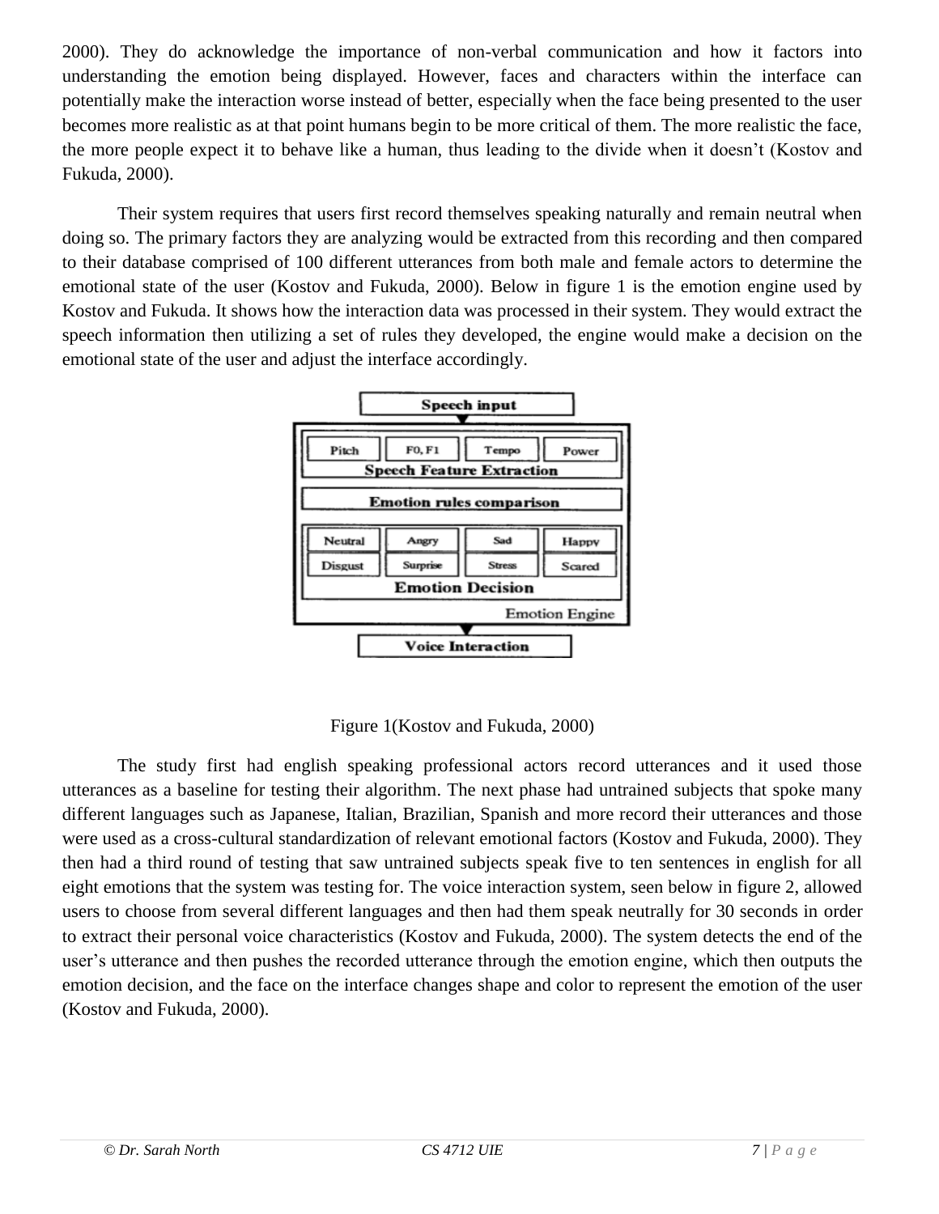2000). They do acknowledge the importance of non-verbal communication and how it factors into understanding the emotion being displayed. However, faces and characters within the interface can potentially make the interaction worse instead of better, especially when the face being presented to the user becomes more realistic as at that point humans begin to be more critical of them. The more realistic the face, the more people expect it to behave like a human, thus leading to the divide when it doesn't (Kostov and Fukuda, 2000).

Their system requires that users first record themselves speaking naturally and remain neutral when doing so. The primary factors they are analyzing would be extracted from this recording and then compared to their database comprised of 100 different utterances from both male and female actors to determine the emotional state of the user (Kostov and Fukuda, 2000). Below in figure 1 is the emotion engine used by Kostov and Fukuda. It shows how the interaction data was processed in their system. They would extract the speech information then utilizing a set of rules they developed, the engine would make a decision on the emotional state of the user and adjust the interface accordingly.

Figure 1(Kostov and Fukuda, 2000)

The study first had english speaking professional actors record utterances and it used those utterances as a baseline for testing their algorithm. The next phase had untrained subjects that spoke many different languages such as Japanese, Italian, Brazilian, Spanish and more record their utterances and those were used as a cross-cultural standardization of relevant emotional factors (Kostov and Fukuda, 2000). They then had a third round of testing that saw untrained subjects speak five to ten sentences in english for all eight emotions that the system was testing for. The voice interaction system, seen below in figure 2, allowed users to choose from several different languages and then had them speak neutrally for 30 seconds in order to extract their personal voice characteristics (Kostov and Fukuda, 2000). The system detects the end of the user's utterance and then pushes the recorded utterance through the emotion engine, which then outputs the emotion decision, and the face on the interface changes shape and color to represent the emotion of the user (Kostov and Fukuda, 2000).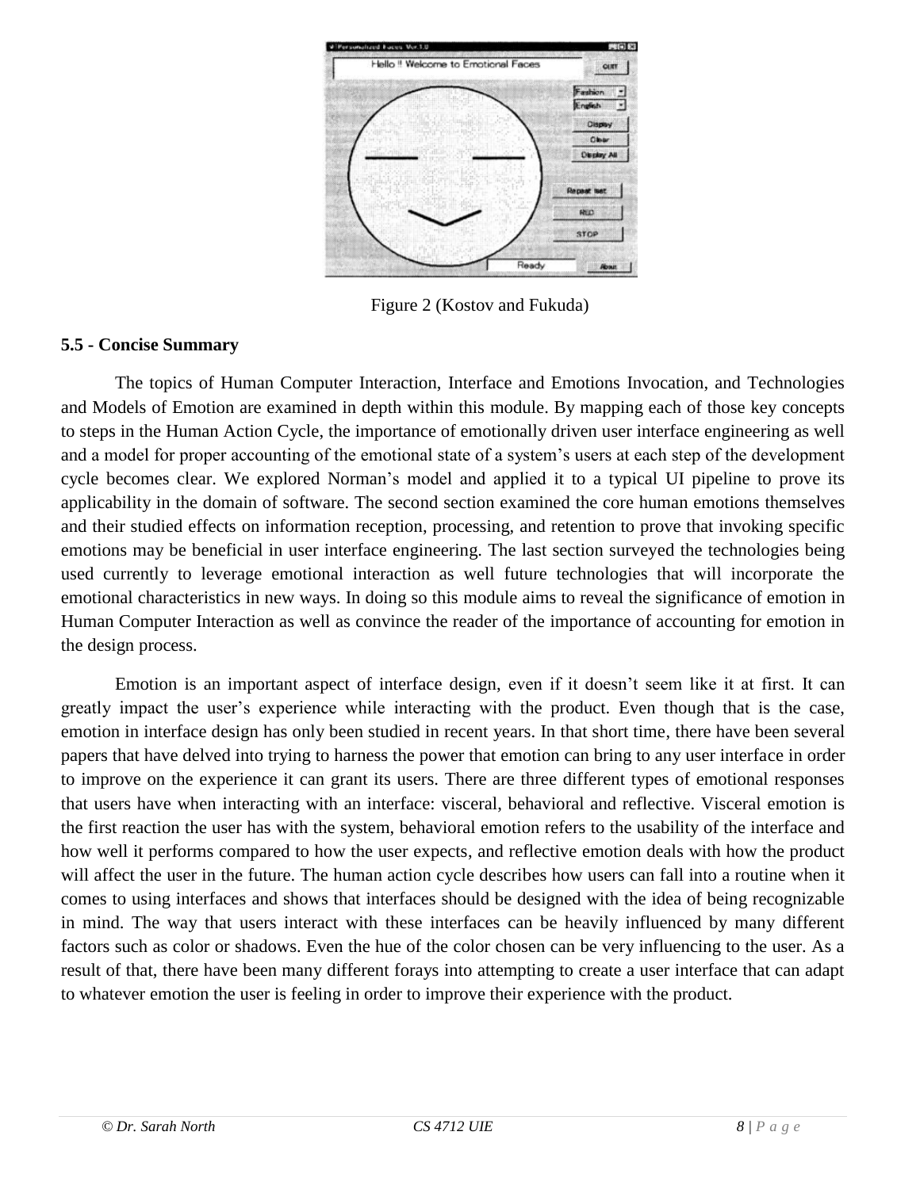Figure 2 (Kostov and Fukuda)

**5.5 - Concise Summary**

The topics of Human Computer Interaction, Interface and Emotions Invocation, and Technologies and Models of Emotion are examined in depth within this module. By mapping each of those key concepts to steps in the Human Action Cycle, the importance of emotionally driven user interface engineering as well and a model for proper accounting of the emotional state of a system's users at each step of the development cycle becomes clear. We explored Norman's model and applied it to a typical UI pipeline to prove its applicability in the domain of software. The second section examined the core human emotions themselves and their studied effects on information reception, processing, and retention to prove that invoking specific emotions may be beneficial in user interface engineering. The last section surveyed the technologies being used currently to leverage emotional interaction as well future technologies that will incorporate the emotional characteristics in new ways. In doing so this module aims to reveal the significance of emotion in Human Computer Interaction as well as convince the reader of the importance of accounting for emotion in the design process.

Emotion is an important aspect of interface design, even if it doesn't seem like it at first. It can greatly impact the user's experience while interacting with the product. Even though that is the case, emotion in interface design has only been studied in recent years. In that short time, there have been several papers that have delved into trying to harness the power that emotion can bring to any user interface in order to improve on the experience it can grant its users. There are three different types of emotional responses that users have when interacting with an interface: visceral, behavioral and reflective. Visceral emotion is the first reaction the user has with the system, behavioral emotion refers to the usability of the interface and how well it performs compared to how the user expects, and reflective emotion deals with how the product will affect the user in the future. The human action cycle describes how users can fall into a routine when it comes to using interfaces and shows that interfaces should be designed with the idea of being recognizable in mind. The way that users interact with these interfaces can be heavily influenced by many different factors such as color or shadows. Even the hue of the color chosen can be very influencing to the user. As a result of that, there have been many different forays into attempting to create a user interface that can adapt to whatever emotion the user is feeling in order to improve their experience with the product.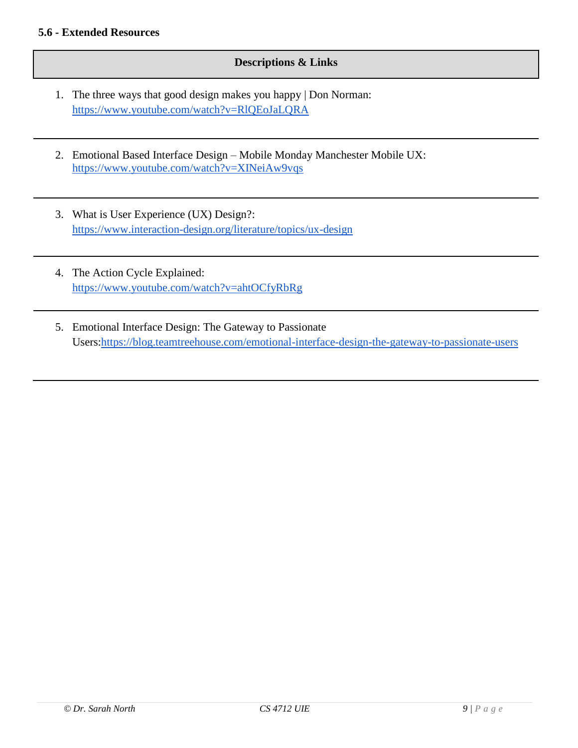**5.6 - Extended Resources**

| Descriptions & Links |
| --- |
| 1. The three ways that good design makes you happy \| Don Norman: https://www.youtube.com/watch?v=RlQEoJaLQRA |
| 2. Emotional Based Interface Design – Mobile Monday Manchester Mobile UX: https://www.youtube.com/watch?v=XINeiAw9vqs |
| 3. What is User Experience (UX) Design?: https://www.interaction-design.org/literature/topics/ux-design |
| 4. The Action Cycle Explained: https://www.youtube.com/watch?v=ahtOCfyRbRg |
| 5. Emotional Interface Design: The Gateway to Passionate Users:https://blog.teamtreehouse.com/emotional-interface-design-the-gateway-to-passionate-users |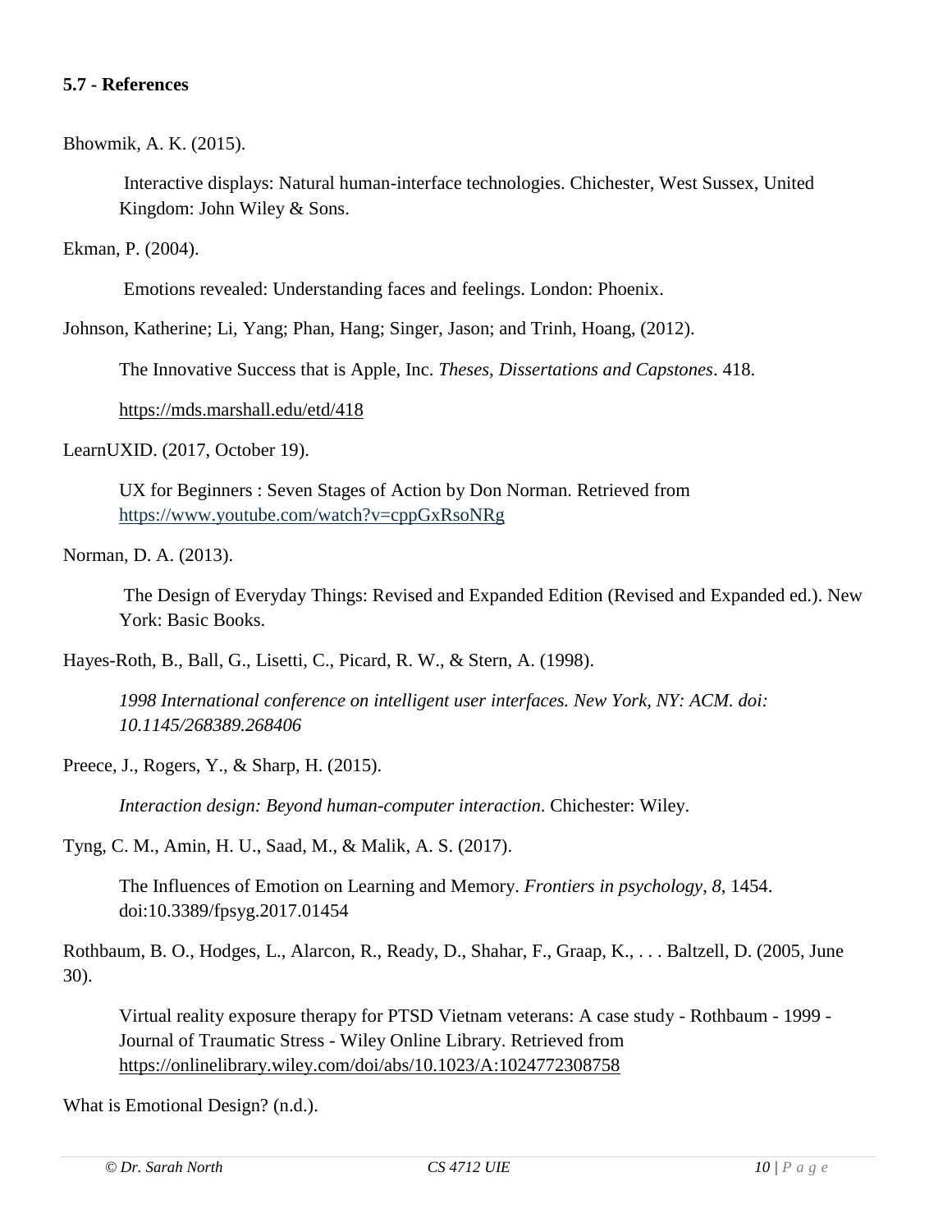**5.7 - References**

Bhowmik, A. K. (2015).

Interactive displays: Natural human-interface technologies. Chichester, West Sussex, United Kingdom: John Wiley & Sons.

Ekman, P. (2004).

Emotions revealed: Understanding faces and feelings. London: Phoenix.

Johnson, Katherine; Li, Yang; Phan, Hang; Singer, Jason; and Trinh, Hoang, (2012).

The Innovative Success that is Apple, Inc. *Theses, Dissertations and Capstones*. 418.

https://mds.marshall.edu/etd/418

LearnUXID. (2017, October 19).

UX for Beginners : Seven Stages of Action by Don Norman. Retrieved from https://www.youtube.com/watch?v=cppGxRsoNRg

Norman, D. A. (2013).

The Design of Everyday Things: Revised and Expanded Edition (Revised and Expanded ed.). New York: Basic Books.

Hayes-Roth, B., Ball, G., Lisetti, C., Picard, R. W., & Stern, A. (1998).

*1998 International conference on intelligent user interfaces. New York, NY: ACM. doi: 10.1145/268389.268406*

Preece, J., Rogers, Y., & Sharp, H. (2015).

*Interaction design: Beyond human-computer interaction*. Chichester: Wiley.

Tyng, C. M., Amin, H. U., Saad, M., & Malik, A. S. (2017).

The Influences of Emotion on Learning and Memory. *Frontiers in psychology*, *8*, 1454. doi:10.3389/fpsyg.2017.01454

Rothbaum, B. O., Hodges, L., Alarcon, R., Ready, D., Shahar, F., Graap, K., . . . Baltzell, D. (2005, June 30).

Virtual reality exposure therapy for PTSD Vietnam veterans: A case study - Rothbaum - 1999 - Journal of Traumatic Stress - Wiley Online Library. Retrieved from https://onlinelibrary.wiley.com/doi/abs/10.1023/A:1024772308758

What is Emotional Design? (n.d.).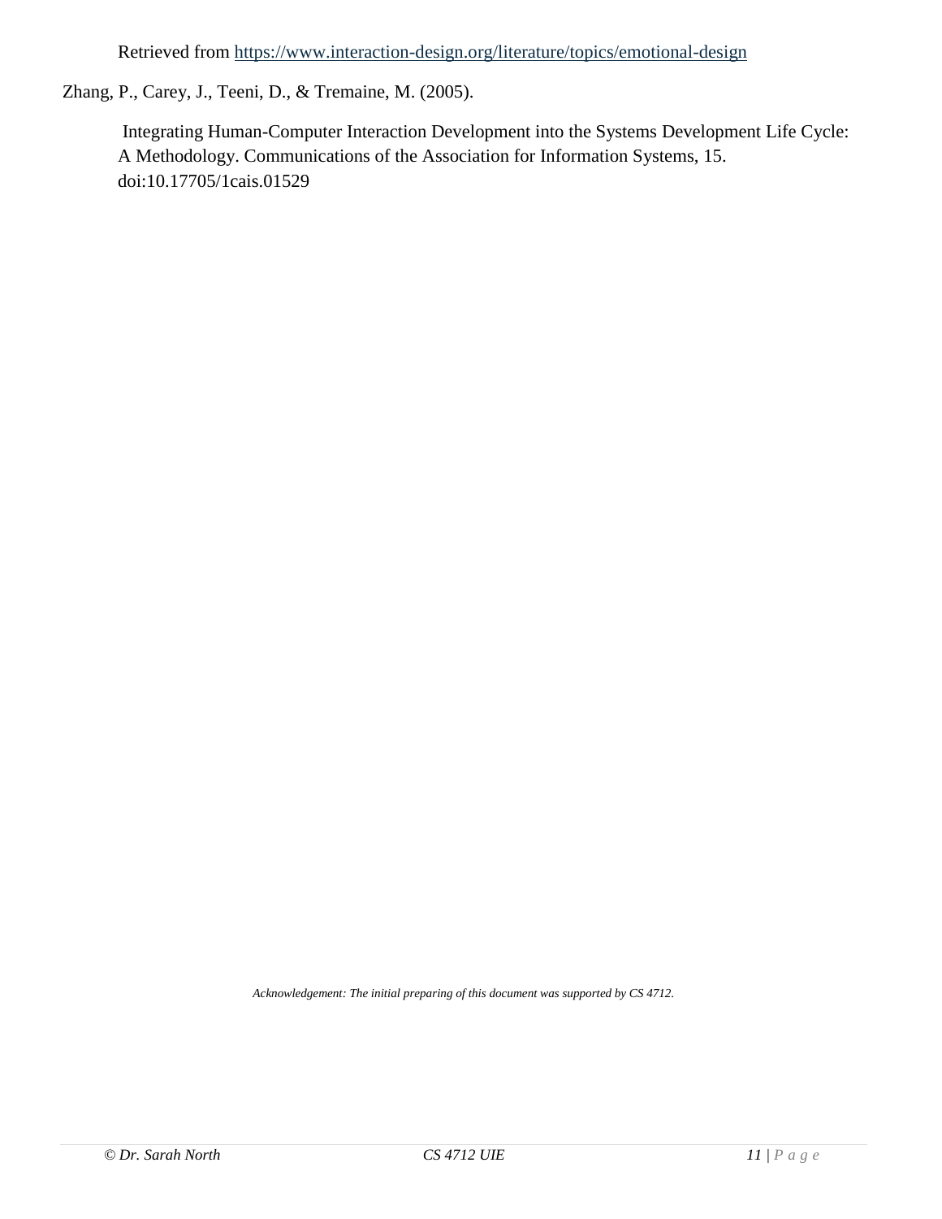Retrieved from https://www.interaction-design.org/literature/topics/emotional-design

Zhang, P., Carey, J., Teeni, D., & Tremaine, M. (2005).

Integrating Human-Computer Interaction Development into the Systems Development Life Cycle: A Methodology. Communications of the Association for Information Systems, 15. doi:10.17705/1cais.01529

*Acknowledgement: The initial preparing of this document was supported by CS 4712.*